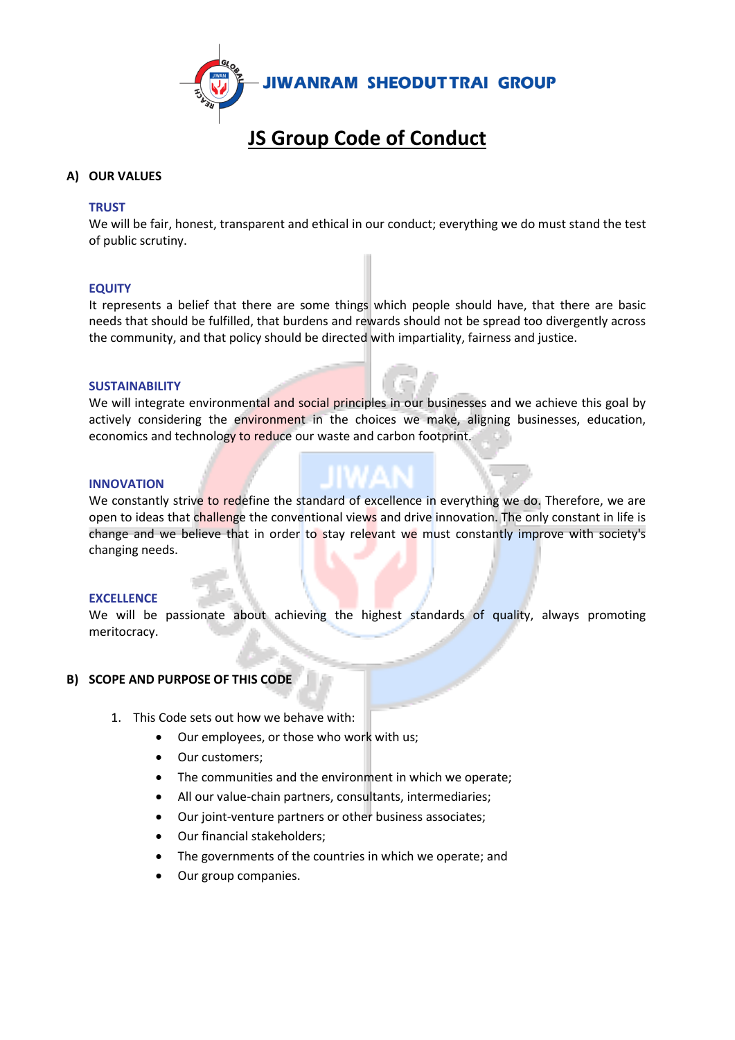JIWANRAM SHEODUTTRAI GROUP

# JS Group Code of Conduct

## A) OUR VALUES

### TRUST

We will be fair, honest, transparent and ethical in our conduct; everything we do must stand the test of public scrutiny.

### EQUITY

It represents a belief that there are some things which people should have, that there are basic needs that should be fulfilled, that burdens and rewards should not be spread too divergently across the community, and that policy should be directed with impartiality, fairness and justice.

### SUSTAINABILITY

We will integrate environmental and social principles in our businesses and we achieve this goal by actively considering the environment in the choices we make, aligning businesses, education, economics and technology to reduce our waste and carbon footprint.

### INNOVATION

We constantly strive to redefine the standard of excellence in everything we do. Therefore, we are open to ideas that challenge the conventional views and drive innovation. The only constant in life is change and we believe that in order to stay relevant we must constantly improve with society's changing needs.

### EXCELLENCE

We will be passionate about achieving the highest standards of quality, always promoting meritocracy.

## B) SCOPE AND PURPOSE OF THIS CODE

1. This Code sets out how we behave with:
   - Our employees, or those who work with us;
   - Our customers;
   - The communities and the environment in which we operate;
   - All our value-chain partners, consultants, intermediaries;
   - Our joint-venture partners or other business associates;
   - Our financial stakeholders;
   - The governments of the countries in which we operate; and
   - Our group companies.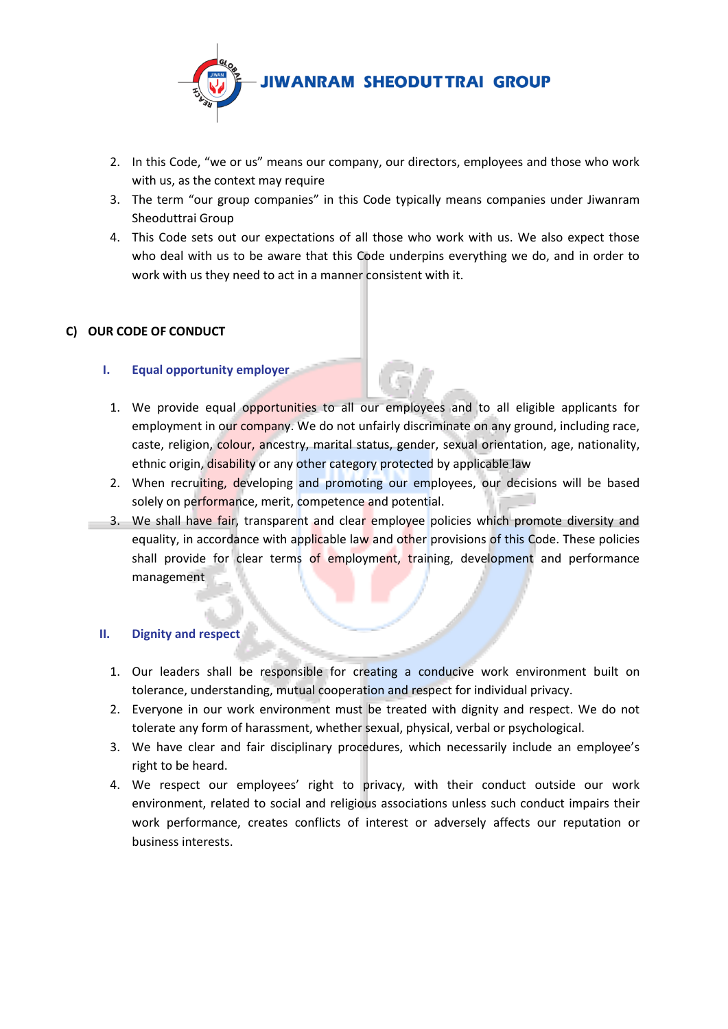2. In this Code, "we or us" means our company, our directors, employees and those who work with us, as the context may require
3. The term "our group companies" in this Code typically means companies under Jiwanram Sheoduttrai Group
4. This Code sets out our expectations of all those who work with us. We also expect those who deal with us to be aware that this Code underpins everything we do, and in order to work with us they need to act in a manner consistent with it.

## C) OUR CODE OF CONDUCT

### I. Equal opportunity employer

1. We provide equal opportunities to all our employees and to all eligible applicants for employment in our company. We do not unfairly discriminate on any ground, including race, caste, religion, colour, ancestry, marital status, gender, sexual orientation, age, nationality, ethnic origin, disability or any other category protected by applicable law
2. When recruiting, developing and promoting our employees, our decisions will be based solely on performance, merit, competence and potential.
3. We shall have fair, transparent and clear employee policies which promote diversity and equality, in accordance with applicable law and other provisions of this Code. These policies shall provide for clear terms of employment, training, development and performance management

### II. Dignity and respect

1. Our leaders shall be responsible for creating a conducive work environment built on tolerance, understanding, mutual cooperation and respect for individual privacy.
2. Everyone in our work environment must be treated with dignity and respect. We do not tolerate any form of harassment, whether sexual, physical, verbal or psychological.
3. We have clear and fair disciplinary procedures, which necessarily include an employee's right to be heard.
4. We respect our employees' right to privacy, with their conduct outside our work environment, related to social and religious associations unless such conduct impairs their work performance, creates conflicts of interest or adversely affects our reputation or business interests.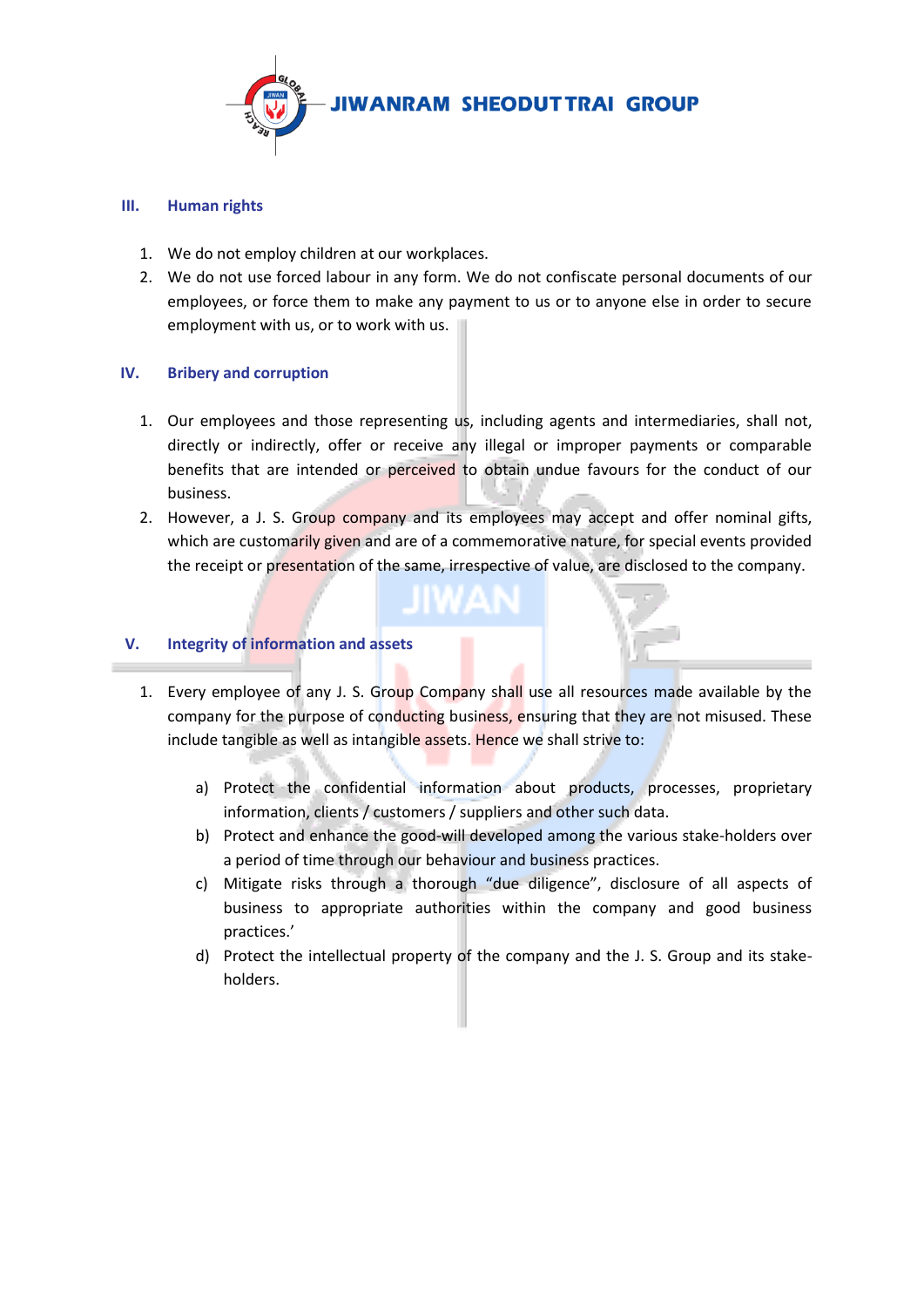## III. Human rights

1. We do not employ children at our workplaces.
2. We do not use forced labour in any form. We do not confiscate personal documents of our employees, or force them to make any payment to us or to anyone else in order to secure employment with us, or to work with us.

## IV. Bribery and corruption

1. Our employees and those representing us, including agents and intermediaries, shall not, directly or indirectly, offer or receive any illegal or improper payments or comparable benefits that are intended or perceived to obtain undue favours for the conduct of our business.
2. However, a J. S. Group company and its employees may accept and offer nominal gifts, which are customarily given and are of a commemorative nature, for special events provided the receipt or presentation of the same, irrespective of value, are disclosed to the company.

## V. Integrity of information and assets

1. Every employee of any J. S. Group Company shall use all resources made available by the company for the purpose of conducting business, ensuring that they are not misused. These include tangible as well as intangible assets. Hence we shall strive to:

   a) Protect the confidential information about products, processes, proprietary information, clients / customers / suppliers and other such data.

   b) Protect and enhance the good-will developed among the various stake-holders over a period of time through our behaviour and business practices.

   c) Mitigate risks through a thorough "due diligence", disclosure of all aspects of business to appropriate authorities within the company and good business practices.'

   d) Protect the intellectual property of the company and the J. S. Group and its stake-holders.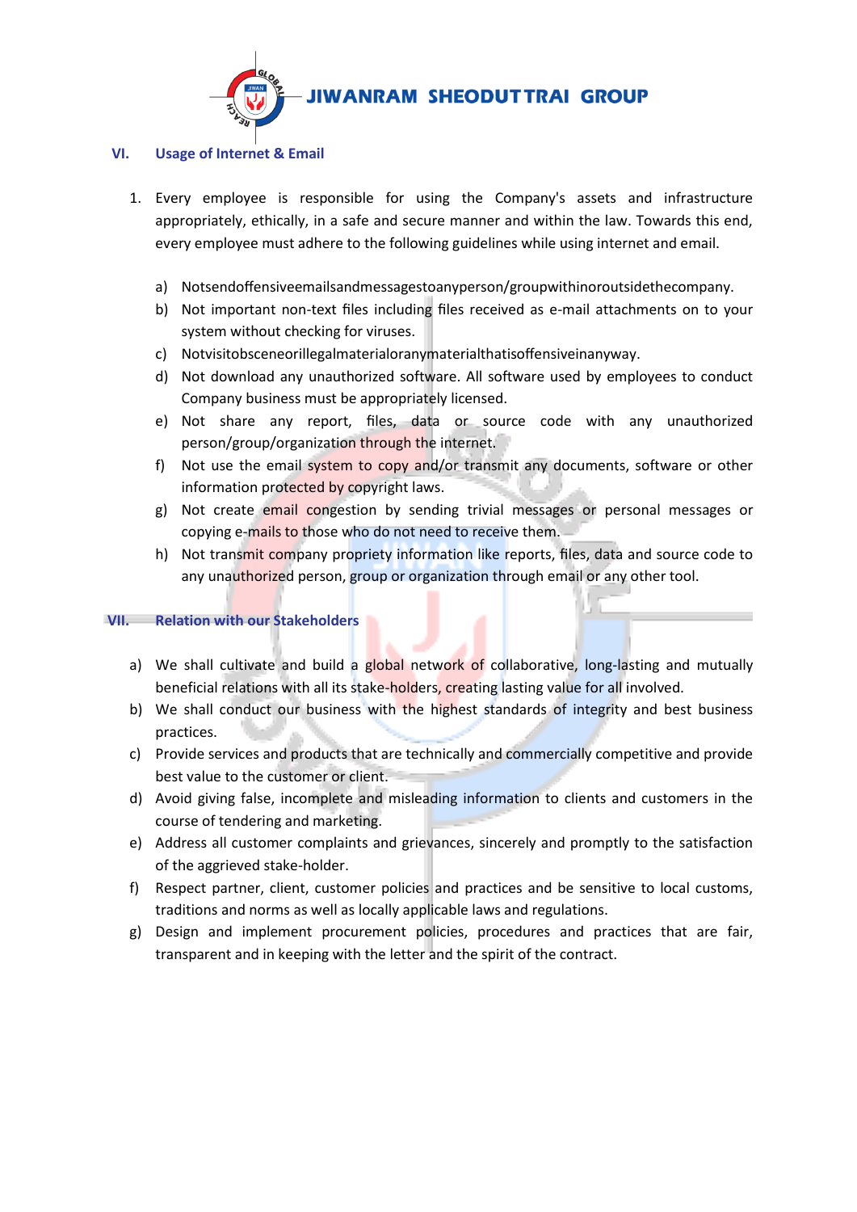## VI. Usage of Internet & Email

1. Every employee is responsible for using the Company's assets and infrastructure appropriately, ethically, in a safe and secure manner and within the law. Towards this end, every employee must adhere to the following guidelines while using internet and email.

   a) Notsendoffensiveemailsandmessagestoanyperson/groupwithinoroutsidethecompany.
   b) Not important non-text files including files received as e-mail attachments on to your system without checking for viruses.
   c) Notvisitobsceneorillegalmaterialoranymaterialthatisoffensiveinanyway.
   d) Not download any unauthorized software. All software used by employees to conduct Company business must be appropriately licensed.
   e) Not share any report, files, data or source code with any unauthorized person/group/organization through the internet.
   f) Not use the email system to copy and/or transmit any documents, software or other information protected by copyright laws.
   g) Not create email congestion by sending trivial messages or personal messages or copying e-mails to those who do not need to receive them.
   h) Not transmit company propriety information like reports, files, data and source code to any unauthorized person, group or organization through email or any other tool.

## VII. Relation with our Stakeholders

a) We shall cultivate and build a global network of collaborative, long-lasting and mutually beneficial relations with all its stake-holders, creating lasting value for all involved.
b) We shall conduct our business with the highest standards of integrity and best business practices.
c) Provide services and products that are technically and commercially competitive and provide best value to the customer or client.
d) Avoid giving false, incomplete and misleading information to clients and customers in the course of tendering and marketing.
e) Address all customer complaints and grievances, sincerely and promptly to the satisfaction of the aggrieved stake-holder.
f) Respect partner, client, customer policies and practices and be sensitive to local customs, traditions and norms as well as locally applicable laws and regulations.
g) Design and implement procurement policies, procedures and practices that are fair, transparent and in keeping with the letter and the spirit of the contract.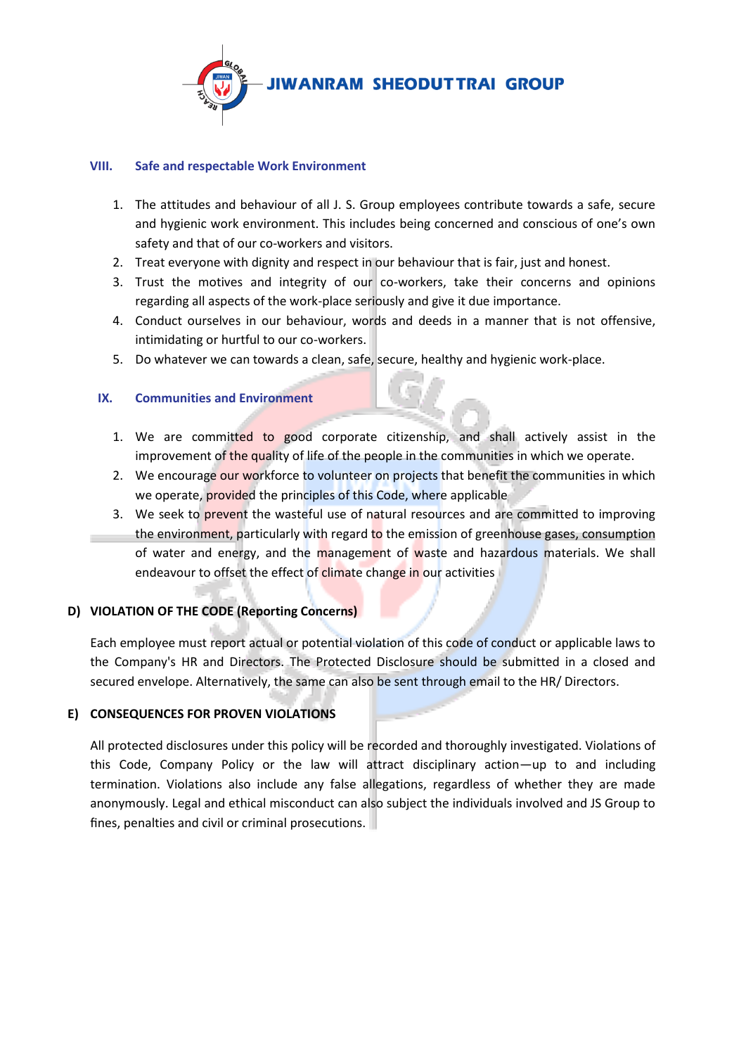## VIII. Safe and respectable Work Environment

1. The attitudes and behaviour of all J. S. Group employees contribute towards a safe, secure and hygienic work environment. This includes being concerned and conscious of one's own safety and that of our co-workers and visitors.
2. Treat everyone with dignity and respect in our behaviour that is fair, just and honest.
3. Trust the motives and integrity of our co-workers, take their concerns and opinions regarding all aspects of the work-place seriously and give it due importance.
4. Conduct ourselves in our behaviour, words and deeds in a manner that is not offensive, intimidating or hurtful to our co-workers.
5. Do whatever we can towards a clean, safe, secure, healthy and hygienic work-place.

## IX. Communities and Environment

1. We are committed to good corporate citizenship, and shall actively assist in the improvement of the quality of life of the people in the communities in which we operate.
2. We encourage our workforce to volunteer on projects that benefit the communities in which we operate, provided the principles of this Code, where applicable
3. We seek to prevent the wasteful use of natural resources and are committed to improving the environment, particularly with regard to the emission of greenhouse gases, consumption of water and energy, and the management of waste and hazardous materials. We shall endeavour to offset the effect of climate change in our activities

## D) VIOLATION OF THE CODE (Reporting Concerns)

Each employee must report actual or potential violation of this code of conduct or applicable laws to the Company's HR and Directors. The Protected Disclosure should be submitted in a closed and secured envelope. Alternatively, the same can also be sent through email to the HR/ Directors.

## E) CONSEQUENCES FOR PROVEN VIOLATIONS

All protected disclosures under this policy will be recorded and thoroughly investigated. Violations of this Code, Company Policy or the law will attract disciplinary action—up to and including termination. Violations also include any false allegations, regardless of whether they are made anonymously. Legal and ethical misconduct can also subject the individuals involved and JS Group to fines, penalties and civil or criminal prosecutions.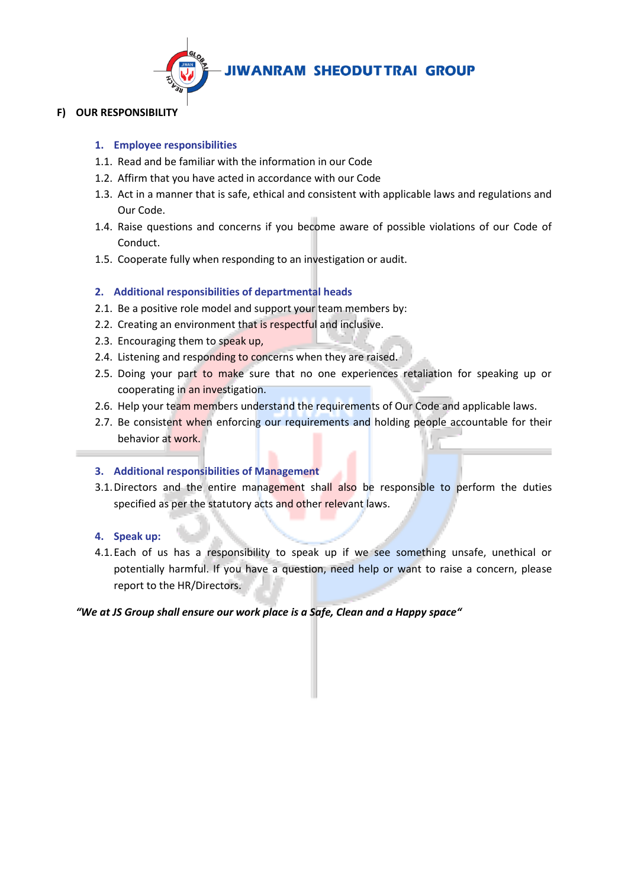## F) OUR RESPONSIBILITY

### 1. Employee responsibilities

1.1. Read and be familiar with the information in our Code

1.2. Affirm that you have acted in accordance with our Code

1.3. Act in a manner that is safe, ethical and consistent with applicable laws and regulations and Our Code.

1.4. Raise questions and concerns if you become aware of possible violations of our Code of Conduct.

1.5. Cooperate fully when responding to an investigation or audit.

### 2. Additional responsibilities of departmental heads

2.1. Be a positive role model and support your team members by:

2.2. Creating an environment that is respectful and inclusive.

2.3. Encouraging them to speak up,

2.4. Listening and responding to concerns when they are raised.

2.5. Doing your part to make sure that no one experiences retaliation for speaking up or cooperating in an investigation.

2.6. Help your team members understand the requirements of Our Code and applicable laws.

2.7. Be consistent when enforcing our requirements and holding people accountable for their behavior at work.

### 3. Additional responsibilities of Management

3.1. Directors and the entire management shall also be responsible to perform the duties specified as per the statutory acts and other relevant laws.

### 4. Speak up:

4.1. Each of us has a responsibility to speak up if we see something unsafe, unethical or potentially harmful. If you have a question, need help or want to raise a concern, please report to the HR/Directors.

***"We at JS Group shall ensure our work place is a Safe, Clean and a Happy space"***